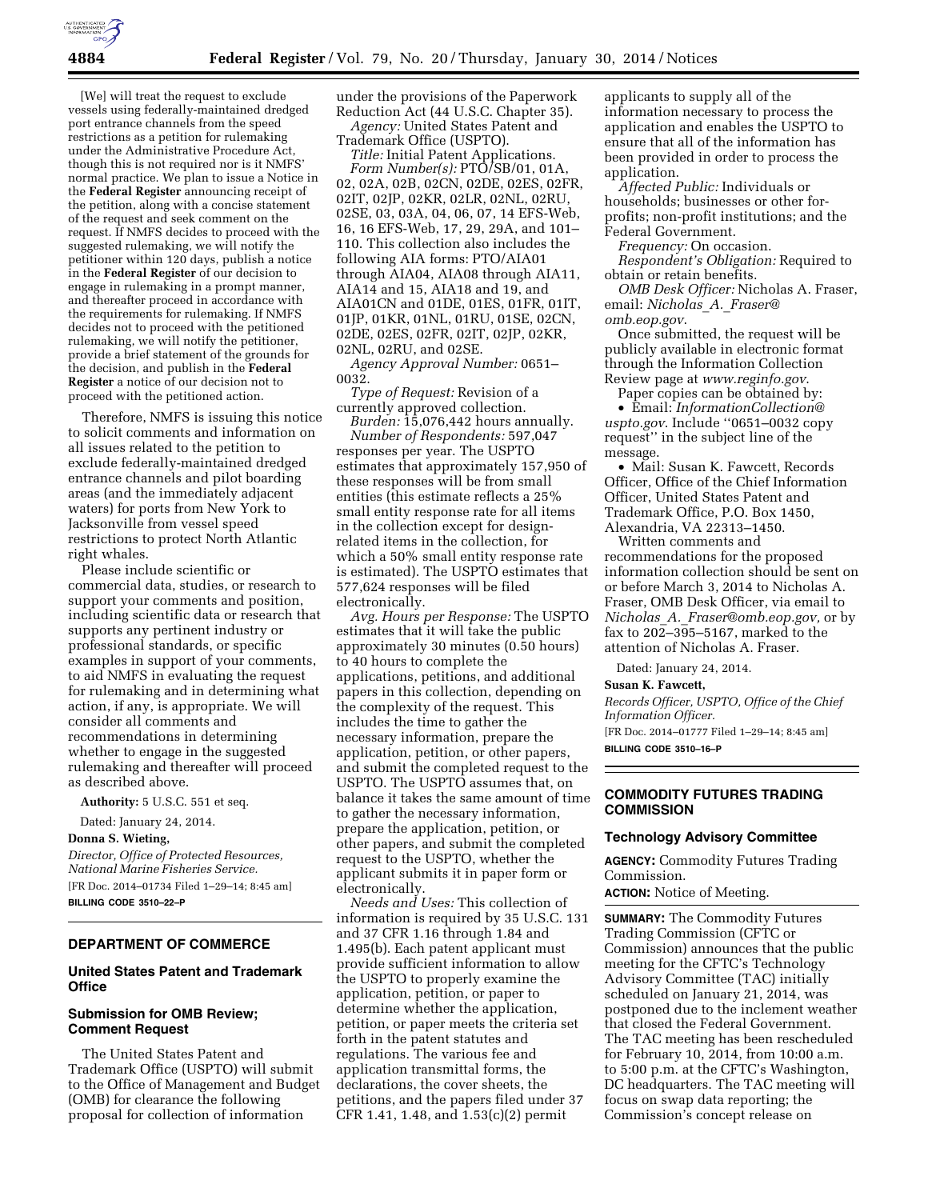[We] will treat the request to exclude vessels using federally-maintained dredged port entrance channels from the speed restrictions as a petition for rulemaking under the Administrative Procedure Act, though this is not required nor is it NMFS' normal practice. We plan to issue a Notice in the **Federal Register** announcing receipt of the petition, along with a concise statement of the request and seek comment on the request. If NMFS decides to proceed with the suggested rulemaking, we will notify the petitioner within 120 days, publish a notice in the **Federal Register** of our decision to engage in rulemaking in a prompt manner, and thereafter proceed in accordance with the requirements for rulemaking. If NMFS decides not to proceed with the petitioned rulemaking, we will notify the petitioner, provide a brief statement of the grounds for the decision, and publish in the **Federal Register** a notice of our decision not to proceed with the petitioned action.

Therefore, NMFS is issuing this notice to solicit comments and information on all issues related to the petition to exclude federally-maintained dredged entrance channels and pilot boarding areas (and the immediately adjacent waters) for ports from New York to Jacksonville from vessel speed restrictions to protect North Atlantic right whales.

Please include scientific or commercial data, studies, or research to support your comments and position, including scientific data or research that supports any pertinent industry or professional standards, or specific examples in support of your comments, to aid NMFS in evaluating the request for rulemaking and in determining what action, if any, is appropriate. We will consider all comments and recommendations in determining whether to engage in the suggested rulemaking and thereafter will proceed as described above.

**Authority:** 5 U.S.C. 551 et seq.

Dated: January 24, 2014.

**Donna S. Wieting,**

*Director, Office of Protected Resources, National Marine Fisheries Service.*

[FR Doc. 2014–01734 Filed 1–29–14; 8:45 am]

**BILLING CODE 3510–22–P**

## DEPARTMENT OF COMMERCE

### United States Patent and Trademark Office

### Submission for OMB Review; Comment Request

The United States Patent and Trademark Office (USPTO) will submit to the Office of Management and Budget (OMB) for clearance the following proposal for collection of information under the provisions of the Paperwork Reduction Act (44 U.S.C. Chapter 35).

*Agency:* United States Patent and Trademark Office (USPTO).

*Title:* Initial Patent Applications.

*Form Number(s):* PTO/SB/01, 01A, 02, 02A, 02B, 02CN, 02DE, 02ES, 02FR, 02IT, 02JP, 02KR, 02LR, 02NL, 02RU, 02SE, 03, 03A, 04, 06, 07, 14 EFS-Web, 16, 16 EFS-Web, 17, 29, 29A, and 101–110. This collection also includes the following AIA forms: PTO/AIA01 through AIA04, AIA08 through AIA11, AIA14 and 15, AIA18 and 19, and AIA01CN and 01DE, 01ES, 01FR, 01IT, 01JP, 01KR, 01NL, 01RU, 01SE, 02CN, 02DE, 02ES, 02FR, 02IT, 02JP, 02KR, 02NL, 02RU, and 02SE.

*Agency Approval Number:* 0651–0032.

*Type of Request:* Revision of a currently approved collection.

*Burden:* 15,076,442 hours annually.

*Number of Respondents:* 597,047 responses per year. The USPTO estimates that approximately 157,950 of these responses will be from small entities (this estimate reflects a 25% small entity response rate for all items in the collection except for design-related items in the collection, for which a 50% small entity response rate is estimated). The USPTO estimates that 577,624 responses will be filed electronically.

*Avg. Hours per Response:* The USPTO estimates that it will take the public approximately 30 minutes (0.50 hours) to 40 hours to complete the applications, petitions, and additional papers in this collection, depending on the complexity of the request. This includes the time to gather the necessary information, prepare the application, petition, or other papers, and submit the completed request to the USPTO. The USPTO assumes that, on balance it takes the same amount of time to gather the necessary information, prepare the application, petition, or other papers, and submit the completed request to the USPTO, whether the applicant submits it in paper form or electronically.

*Needs and Uses:* This collection of information is required by 35 U.S.C. 131 and 37 CFR 1.16 through 1.84 and 1.495(b). Each patent applicant must provide sufficient information to allow the USPTO to properly examine the application, petition, or paper to determine whether the application, petition, or paper meets the criteria set forth in the patent statutes and regulations. The various fee and application transmittal forms, the declarations, the cover sheets, the petitions, and the papers filed under 37 CFR 1.41, 1.48, and 1.53(c)(2) permit applicants to supply all of the information necessary to process the application and enables the USPTO to ensure that all of the information has been provided in order to process the application.

*Affected Public:* Individuals or households; businesses or other for-profits; non-profit institutions; and the Federal Government.

*Frequency:* On occasion.

*Respondent's Obligation:* Required to obtain or retain benefits.

*OMB Desk Officer:* Nicholas A. Fraser, email: *Nicholas_A._Fraser@omb.eop.gov*.

Once submitted, the request will be publicly available in electronic format through the Information Collection Review page at *www.reginfo.gov*.

Paper copies can be obtained by:

- Email: *InformationCollection@uspto.gov*. Include ''0651–0032 copy request'' in the subject line of the message.
- Mail: Susan K. Fawcett, Records Officer, Office of the Chief Information Officer, United States Patent and Trademark Office, P.O. Box 1450, Alexandria, VA 22313–1450.

Written comments and recommendations for the proposed information collection should be sent on or before March 3, 2014 to Nicholas A. Fraser, OMB Desk Officer, via email to *Nicholas_A._Fraser@omb.eop.gov,* or by fax to 202–395–5167, marked to the attention of Nicholas A. Fraser.

Dated: January 24, 2014.

**Susan K. Fawcett,**

*Records Officer, USPTO, Office of the Chief Information Officer.*

[FR Doc. 2014–01777 Filed 1–29–14; 8:45 am]

**BILLING CODE 3510–16–P**

## COMMODITY FUTURES TRADING COMMISSION

### Technology Advisory Committee

**AGENCY:** Commodity Futures Trading Commission.

**ACTION:** Notice of Meeting.

**SUMMARY:** The Commodity Futures Trading Commission (CFTC or Commission) announces that the public meeting for the CFTC's Technology Advisory Committee (TAC) initially scheduled on January 21, 2014, was postponed due to the inclement weather that closed the Federal Government. The TAC meeting has been rescheduled for February 10, 2014, from 10:00 a.m. to 5:00 p.m. at the CFTC's Washington, DC headquarters. The TAC meeting will focus on swap data reporting; the Commission's concept release on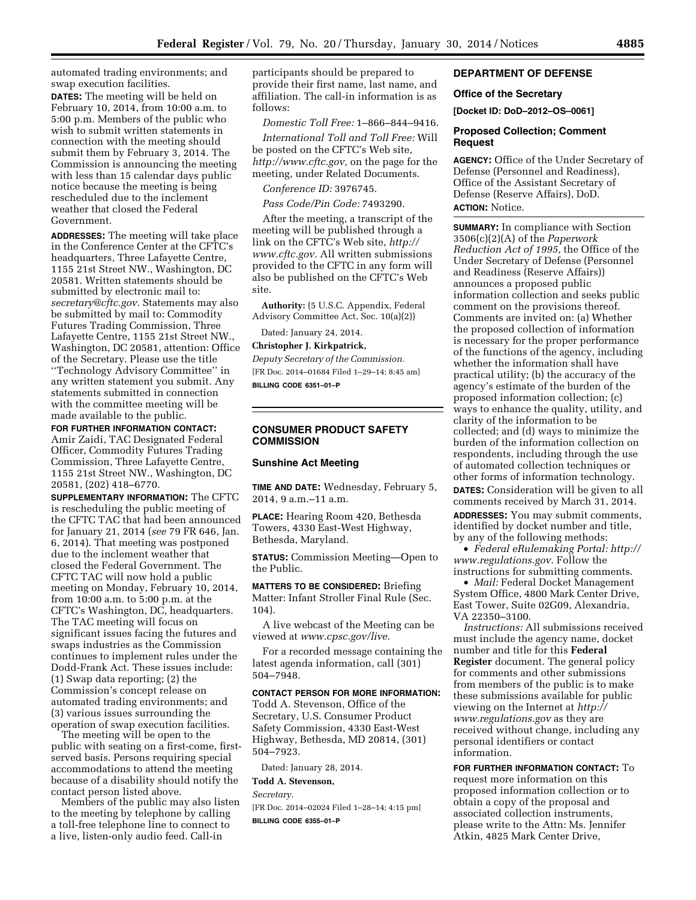automated trading environments; and swap execution facilities.

**DATES:** The meeting will be held on February 10, 2014, from 10:00 a.m. to 5:00 p.m. Members of the public who wish to submit written statements in connection with the meeting should submit them by February 3, 2014. The Commission is announcing the meeting with less than 15 calendar days public notice because the meeting is being rescheduled due to the inclement weather that closed the Federal Government.

**ADDRESSES:** The meeting will take place in the Conference Center at the CFTC's headquarters, Three Lafayette Centre, 1155 21st Street NW., Washington, DC 20581. Written statements should be submitted by electronic mail to: *secretary@cftc.gov.* Statements may also be submitted by mail to: Commodity Futures Trading Commission, Three Lafayette Centre, 1155 21st Street NW., Washington, DC 20581, attention: Office of the Secretary. Please use the title ''Technology Advisory Committee'' in any written statement you submit. Any statements submitted in connection with the committee meeting will be made available to the public.

**FOR FURTHER INFORMATION CONTACT:** Amir Zaidi, TAC Designated Federal Officer, Commodity Futures Trading Commission, Three Lafayette Centre, 1155 21st Street NW., Washington, DC 20581, (202) 418–6770.

**SUPPLEMENTARY INFORMATION:** The CFTC is rescheduling the public meeting of the CFTC TAC that had been announced for January 21, 2014 (*see* 79 FR 646, Jan. 6, 2014). That meeting was postponed due to the inclement weather that closed the Federal Government. The CFTC TAC will now hold a public meeting on Monday, February 10, 2014, from 10:00 a.m. to 5:00 p.m. at the CFTC's Washington, DC, headquarters. The TAC meeting will focus on significant issues facing the futures and swaps industries as the Commission continues to implement rules under the Dodd-Frank Act. These issues include: (1) Swap data reporting; (2) the Commission's concept release on automated trading environments; and (3) various issues surrounding the operation of swap execution facilities.

The meeting will be open to the public with seating on a first-come, first-served basis. Persons requiring special accommodations to attend the meeting because of a disability should notify the contact person listed above.

Members of the public may also listen to the meeting by telephone by calling a toll-free telephone line to connect to a live, listen-only audio feed. Call-in participants should be prepared to provide their first name, last name, and affiliation. The call-in information is as follows:

*Domestic Toll Free:* 1–866–844–9416.

*International Toll and Toll Free:* Will be posted on the CFTC's Web site, *http://www.cftc.gov,* on the page for the meeting, under Related Documents.

*Conference ID:* 3976745.

*Pass Code/Pin Code:* 7493290.

After the meeting, a transcript of the meeting will be published through a link on the CFTC's Web site, *http://www.cftc.gov.* All written submissions provided to the CFTC in any form will also be published on the CFTC's Web site.

**Authority:** (5 U.S.C. Appendix, Federal Advisory Committee Act, Sec. 10(a)(2))

Dated: January 24, 2014.

**Christopher J. Kirkpatrick,**

*Deputy Secretary of the Commission.*

[FR Doc. 2014–01684 Filed 1–29–14; 8:45 am]

**BILLING CODE 6351–01–P**

## CONSUMER PRODUCT SAFETY COMMISSION

### Sunshine Act Meeting

**TIME AND DATE:** Wednesday, February 5, 2014, 9 a.m.–11 a.m.

**PLACE:** Hearing Room 420, Bethesda Towers, 4330 East-West Highway, Bethesda, Maryland.

**STATUS:** Commission Meeting—Open to the Public.

**MATTERS TO BE CONSIDERED:** Briefing Matter: Infant Stroller Final Rule (Sec. 104).

A live webcast of the Meeting can be viewed at *www.cpsc.gov/live*.

For a recorded message containing the latest agenda information, call (301) 504–7948.

**CONTACT PERSON FOR MORE INFORMATION:** Todd A. Stevenson, Office of the Secretary, U.S. Consumer Product Safety Commission, 4330 East-West Highway, Bethesda, MD 20814, (301) 504–7923.

Dated: January 28, 2014.

**Todd A. Stevenson,**

*Secretary.*

[FR Doc. 2014–02024 Filed 1–28–14; 4:15 pm]

**BILLING CODE 6355–01–P**

## DEPARTMENT OF DEFENSE

### Office of the Secretary

**[Docket ID: DoD–2012–OS–0061]**

### Proposed Collection; Comment Request

**AGENCY:** Office of the Under Secretary of Defense (Personnel and Readiness), Office of the Assistant Secretary of Defense (Reserve Affairs), DoD.

**ACTION:** Notice.

**SUMMARY:** In compliance with Section 3506(c)(2)(A) of the *Paperwork Reduction Act of 1995,* the Office of the Under Secretary of Defense (Personnel and Readiness (Reserve Affairs)) announces a proposed public information collection and seeks public comment on the provisions thereof. Comments are invited on: (a) Whether the proposed collection of information is necessary for the proper performance of the functions of the agency, including whether the information shall have practical utility; (b) the accuracy of the agency's estimate of the burden of the proposed information collection; (c) ways to enhance the quality, utility, and clarity of the information to be collected; and (d) ways to minimize the burden of the information collection on respondents, including through the use of automated collection techniques or other forms of information technology.

**DATES:** Consideration will be given to all comments received by March 31, 2014.

**ADDRESSES:** You may submit comments, identified by docket number and title, by any of the following methods:

- *Federal eRulemaking Portal: http://www.regulations.gov*. Follow the instructions for submitting comments.
- *Mail:* Federal Docket Management System Office, 4800 Mark Center Drive, East Tower, Suite 02G09, Alexandria, VA 22350–3100.

*Instructions:* All submissions received must include the agency name, docket number and title for this **Federal Register** document. The general policy for comments and other submissions from members of the public is to make these submissions available for public viewing on the Internet at *http://www.regulations.gov* as they are received without change, including any personal identifiers or contact information.

**FOR FURTHER INFORMATION CONTACT:** To request more information on this proposed information collection or to obtain a copy of the proposal and associated collection instruments, please write to the Attn: Ms. Jennifer Atkin, 4825 Mark Center Drive,